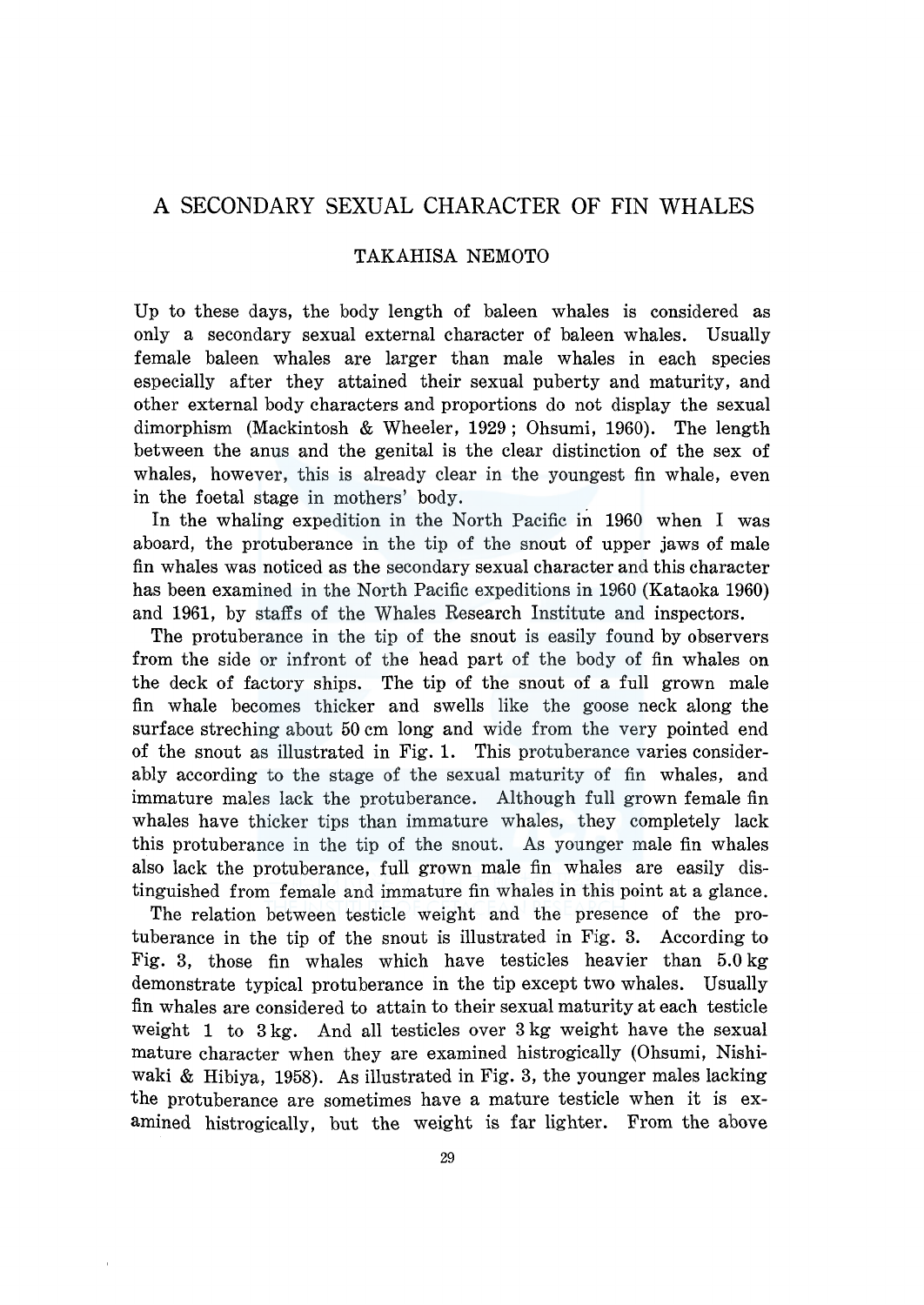# A SECONDARY SEXUAL CHARACTER OF FIN WHALES

TAKAHISA NEMOTO

Up to these days, the body length of baleen whales is considered as only a secondary sexual external character of baleen whales. Usually female baleen whales are larger than male whales in each species especially after they attained their sexual puberty and maturity, and other external body characters and proportions do not display the sexual dimorphism (Mackintosh & Wheeler, 1929; Ohsumi, 1960). The length between the anus and the genital is the clear distinction of the sex of whales, however, this is already clear in the youngest fin whale, even in the foetal stage in mothers' body.

In the whaling expedition in the North Pacific in 1960 when I was aboard, the protuberance in the tip of the snout of upper jaws of male fin whales was noticed as the secondary sexual character and this character has been examined in the North Pacific expeditions in 1960 (Kataoka 1960) and 1961, by staffs of the Whales Research Institute and inspectors.

The protuberance in the tip of the snout is easily found by observers from the side or infront of the head part of the body of fin whales on the deck of factory ships. The tip of the snout of a full grown male fin whale becomes thicker and swells like the goose neck along the surface streching about 50 cm long and wide from the very pointed end of the snout as illustrated in Fig. 1. This protuberance varies considerably according to the stage of the sexual maturity of fin whales, and immature males lack the protuberance. Although full grown female fin whales have thicker tips than immature whales, they completely lack this protuberance in the tip of the snout. As younger male fin whales also lack the protuberance, full grown male fin whales are easily distinguished from female and immature fin whales in this point at a glance.

The relation between testicle weight and the presence of the protuberance in the tip of the snout is illustrated in Fig. 3. According to Fig. 3, those fin whales which have testicles heavier than 5.0 kg demonstrate typical protuberance in the tip except two whales. Usually fin whales are considered to attain to their sexual maturity at each testicle weight 1 to 3 kg. And all testicles over 3 kg weight have the sexual mature character when they are examined histrogically (Ohsumi, Nishiwaki & Hibiya, 1958). As illustrated in Fig. 3, the younger males lacking the protuberance are sometimes have a mature testicle when it is examined histrogically, but the weight is far lighter. From the above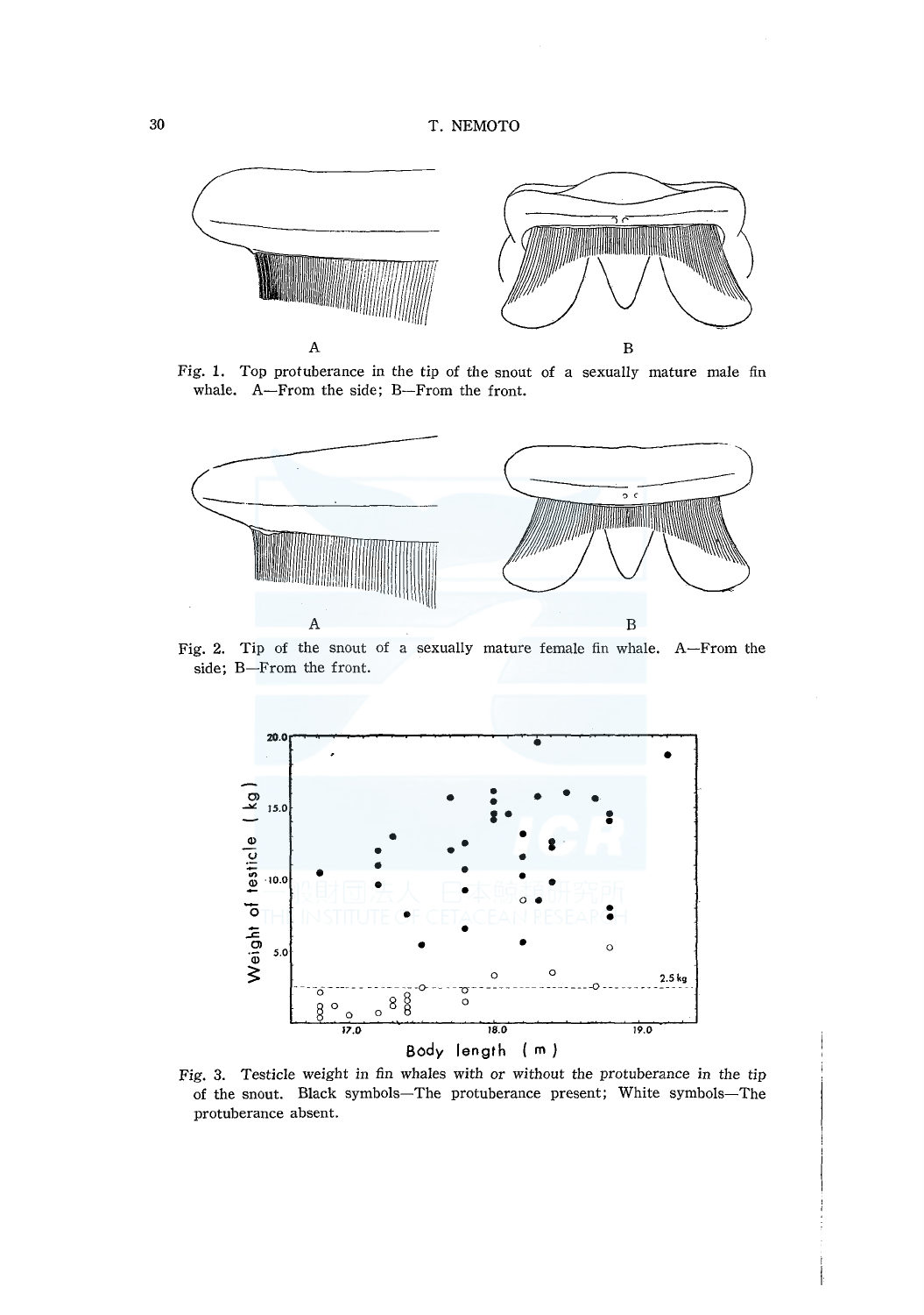Fig. 1. Top protuberance in the tip of the snout of a sexually mature male fin whale. A—From the side; B—From the front.

Fig. 2. Tip of the snout of a sexually mature female fin whale. A—From the side; B—From the front.

Fig. 3. Testicle weight in fin whales with or without the protuberance in the tip of the snout. Black symbols—The protuberance present; White symbols—The protuberance absent.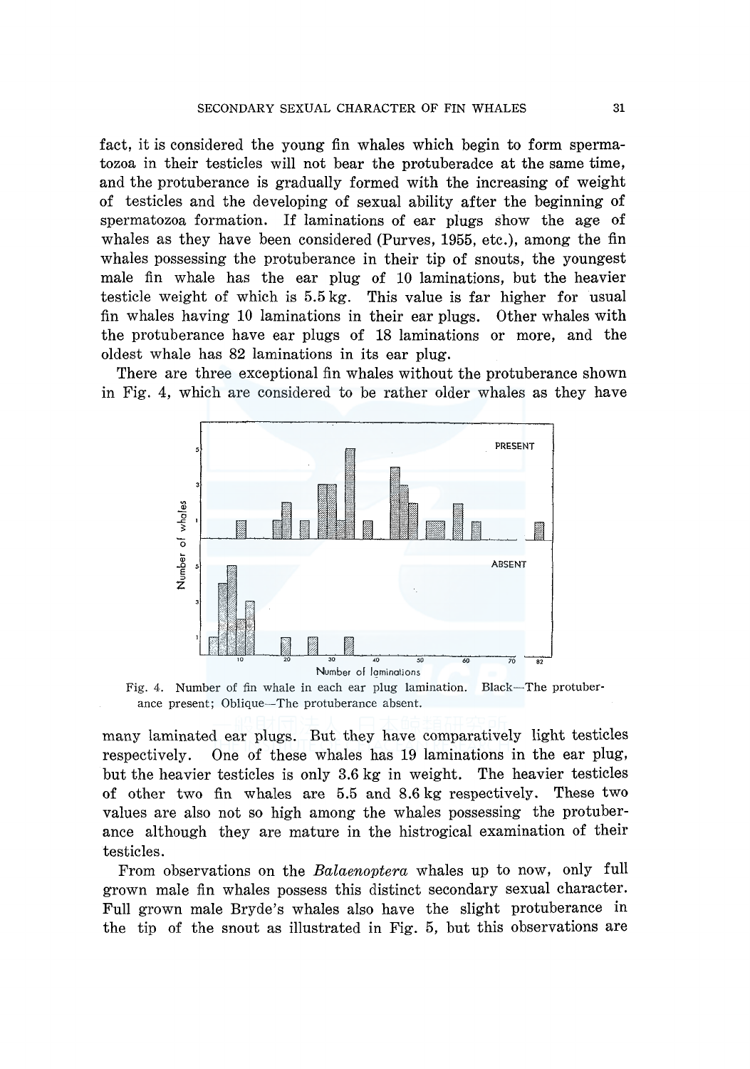fact, it is considered the young fin whales which begin to form spermatozoa in their testicles will not bear the protuberadce at the same time, and the protuberance is gradually formed with the increasing of weight of testicles and the developing of sexual ability after the beginning of spermatozoa formation. If laminations of ear plugs show the age of whales as they have been considered (Purves, 1955, etc.), among the fin whales possessing the protuberance in their tip of snouts, the youngest male fin whale has the ear plug of 10 laminations, but the heavier testicle weight of which is 5.5 kg. This value is far higher for usual fin whales having 10 laminations in their ear plugs. Other whales with the protuberance have ear plugs of 18 laminations or more, and the oldest whale has 82 laminations in its ear plug.

There are three exceptional fin whales without the protuberance shown in Fig. 4, which are considered to be rather older whales as they have

Fig. 4. Number of fin whale in each ear plug lamination. Black—The protuberance present; Oblique—The protuberance absent.

many laminated ear plugs. But they have comparatively light testicles respectively. One of these whales has 19 laminations in the ear plug, but the heavier testicles is only 3.6 kg in weight. The heavier testicles of other two fin whales are 5.5 and 8.6 kg respectively. These two values are also not so high among the whales possessing the protuberance although they are mature in the histrogical examination of their testicles.

From observations on the *Balaenoptera* whales up to now, only full grown male fin whales possess this distinct secondary sexual character. Full grown male Bryde's whales also have the slight protuberance in the tip of the snout as illustrated in Fig. 5, but this observations are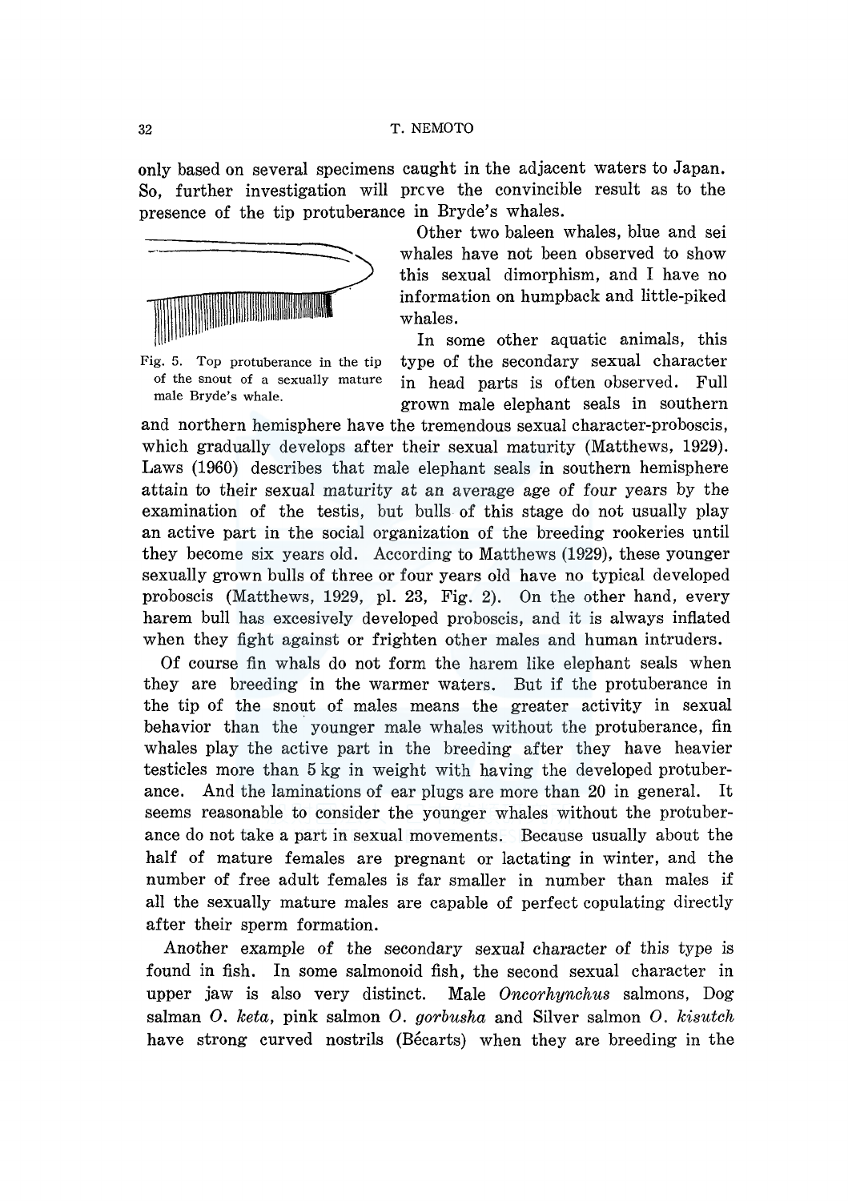only based on several specimens caught in the adjacent waters to Japan. So, further investigation will prove the convincible result as to the presence of the tip protuberance in Bryde's whales.

Fig. 5. Top protuberance in the tip of the snout of a sexually mature male Bryde's whale.

Other two baleen whales, blue and sei whales have not been observed to show this sexual dimorphism, and I have no information on humpback and little-piked whales.

In some other aquatic animals, this type of the secondary sexual character in head parts is often observed. Full grown male elephant seals in southern and northern hemisphere have the tremendous sexual character-proboscis, which gradually develops after their sexual maturity (Matthews, 1929). Laws (1960) describes that male elephant seals in southern hemisphere attain to their sexual maturity at an average age of four years by the examination of the testis, but bulls of this stage do not usually play an active part in the social organization of the breeding rookeries until they become six years old. According to Matthews (1929), these younger sexually grown bulls of three or four years old have no typical developed proboscis (Matthews, 1929, pl. 23, Fig. 2). On the other hand, every harem bull has excesively developed proboscis, and it is always inflated when they fight against or frighten other males and human intruders.

Of course fin whals do not form the harem like elephant seals when they are breeding in the warmer waters. But if the protuberance in the tip of the snout of males means the greater activity in sexual behavior than the younger male whales without the protuberance, fin whales play the active part in the breeding after they have heavier testicles more than 5 kg in weight with having the developed protuberance. And the laminations of ear plugs are more than 20 in general. It seems reasonable to consider the younger whales without the protuberance do not take a part in sexual movements. Because usually about the half of mature females are pregnant or lactating in winter, and the number of free adult females is far smaller in number than males if all the sexually mature males are capable of perfect copulating directly after their sperm formation.

Another example of the secondary sexual character of this type is found in fish. In some salmonoid fish, the second sexual character in upper jaw is also very distinct. Male *Oncorhynchus* salmons, Dog salman *O. keta*, pink salmon *O. gorbusha* and Silver salmon *O. kisutch* have strong curved nostrils (Bécarts) when they are breeding in the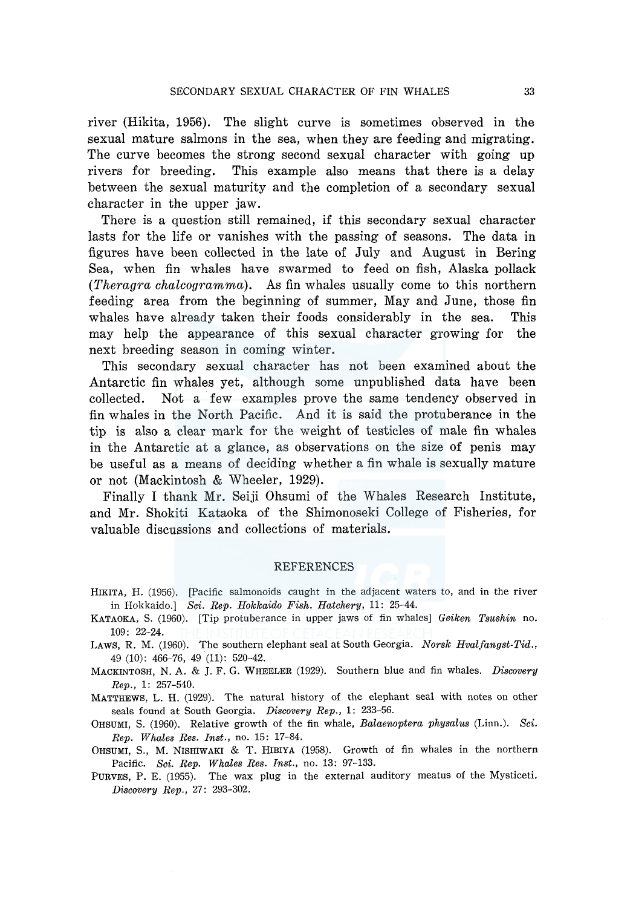river (Hikita, 1956). The slight curve is sometimes observed in the sexual mature salmons in the sea, when they are feeding and migrating. The curve becomes the strong second sexual character with going up rivers for breeding. This example also means that there is a delay between the sexual maturity and the completion of a secondary sexual character in the upper jaw.

There is a question still remained, if this secondary sexual character lasts for the life or vanishes with the passing of seasons. The data in figures have been collected in the late of July and August in Bering Sea, when fin whales have swarmed to feed on fish, Alaska pollack (*Theragra chalcogramma*). As fin whales usually come to this northern feeding area from the beginning of summer, May and June, those fin whales have already taken their foods considerably in the sea. This may help the appearance of this sexual character growing for the next breeding season in coming winter.

This secondary sexual character has not been examined about the Antarctic fin whales yet, although some unpublished data have been collected. Not a few examples prove the same tendency observed in fin whales in the North Pacific. And it is said the protuberance in the tip is also a clear mark for the weight of testicles of male fin whales in the Antarctic at a glance, as observations on the size of penis may be useful as a means of deciding whether a fin whale is sexually mature or not (Mackintosh & Wheeler, 1929).

Finally I thank Mr. Seiji Ohsumi of the Whales Research Institute, and Mr. Shokiti Kataoka of the Shimonoseki College of Fisheries, for valuable discussions and collections of materials.

## REFERENCES

HIKITA, H. (1956). [Pacific salmonoids caught in the adjacent waters to, and in the river in Hokkaido.] *Sci. Rep. Hokkaido Fish. Hatchery*, 11: 25–44.

KATAOKA, S. (1960). [Tip protuberance in upper jaws of fin whales] *Geiken Tsushin* no. 109: 22–24.

LAWS, R. M. (1960). The southern elephant seal at South Georgia. *Norsk Hvalfangst-Tid.*, 49 (10): 466–76, 49 (11): 520–42.

MACKINTOSH, N. A. & J. F. G. WHEELER (1929). Southern blue and fin whales. *Discovery Rep.*, 1: 257–540.

MATTHEWS, L. H. (1929). The natural history of the elephant seal with notes on other seals found at South Georgia. *Discovery Rep.*, 1: 233–56.

OHSUMI, S. (1960). Relative growth of the fin whale, *Balaenoptera physalus* (Linn.). *Sci. Rep. Whales Res. Inst.*, no. 15: 17–84.

OHSUMI, S., M. NISHIWAKI & T. HIBIYA (1958). Growth of fin whales in the northern Pacific. *Sci. Rep. Whales Res. Inst.*, no. 13: 97–133.

PURVES, P. E. (1955). The wax plug in the external auditory meatus of the Mysticeti. *Discovery Rep.*, 27: 293–302.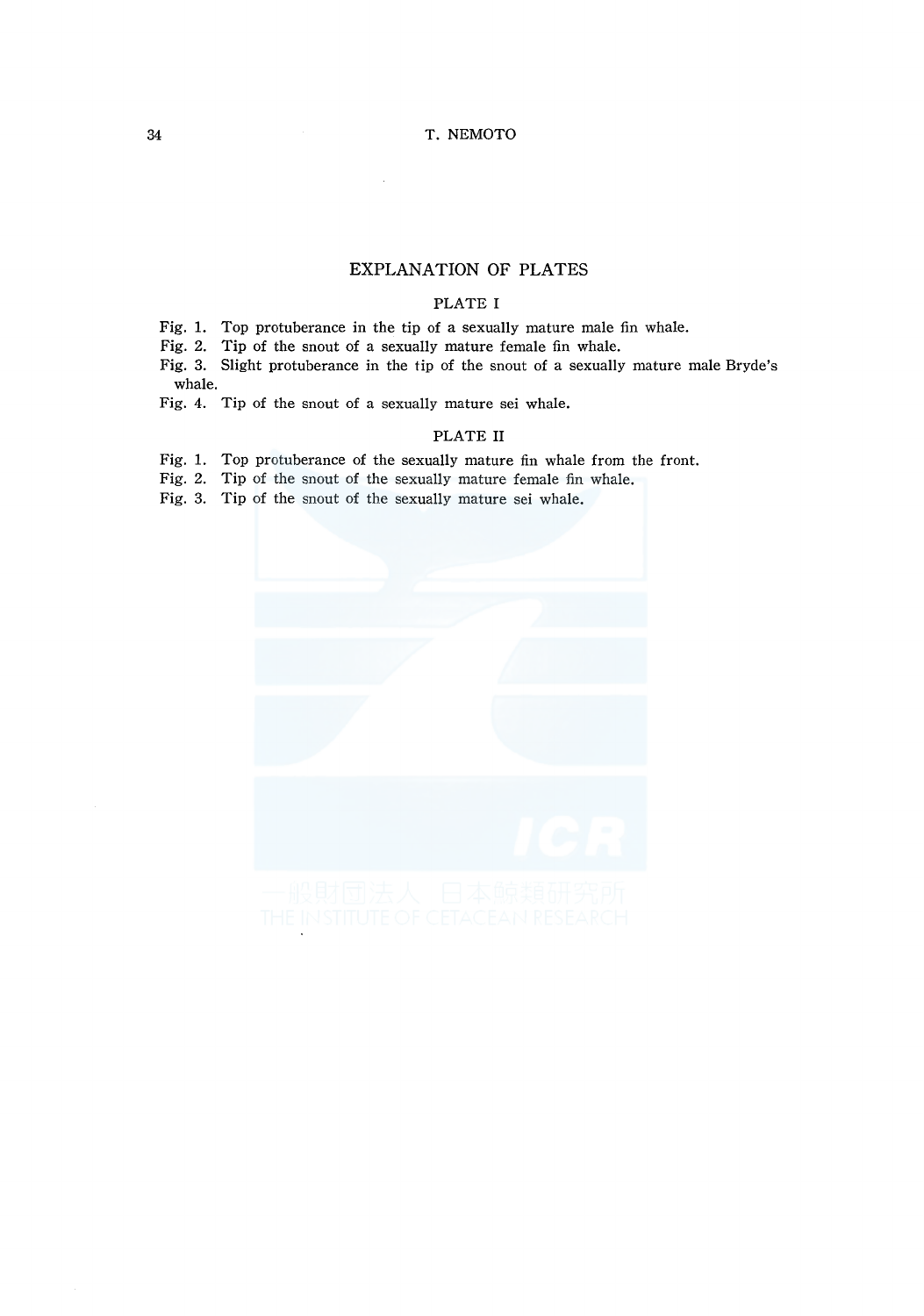## EXPLANATION OF PLATES

### PLATE I

Fig. 1. Top protuberance in the tip of a sexually mature male fin whale.

Fig. 2. Tip of the snout of a sexually mature female fin whale.

Fig. 3. Slight protuberance in the tip of the snout of a sexually mature male Bryde's whale.

Fig. 4. Tip of the snout of a sexually mature sei whale.

### PLATE II

Fig. 1. Top protuberance of the sexually mature fin whale from the front.

Fig. 2. Tip of the snout of the sexually mature female fin whale.

Fig. 3. Tip of the snout of the sexually mature sei whale.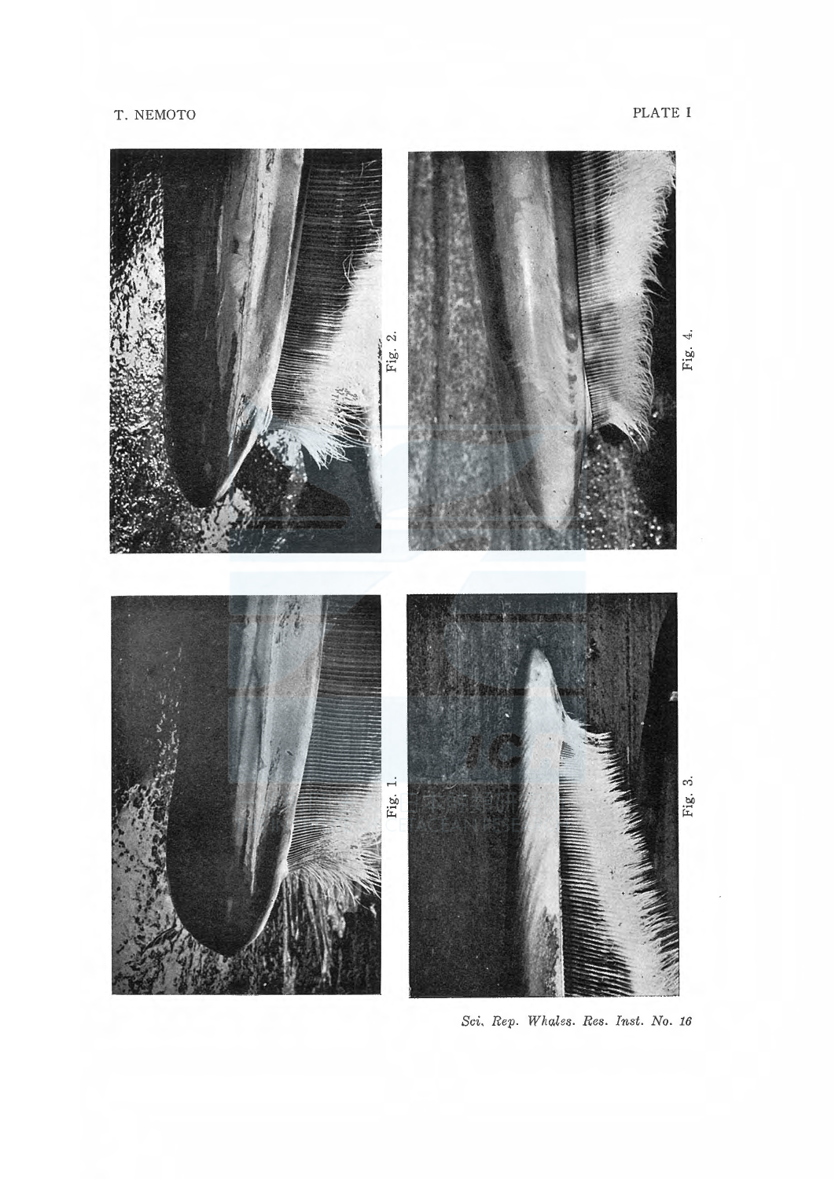PLATE I

Fig. 2.

Fig. 4.

Fig. 1.

Fig. 3.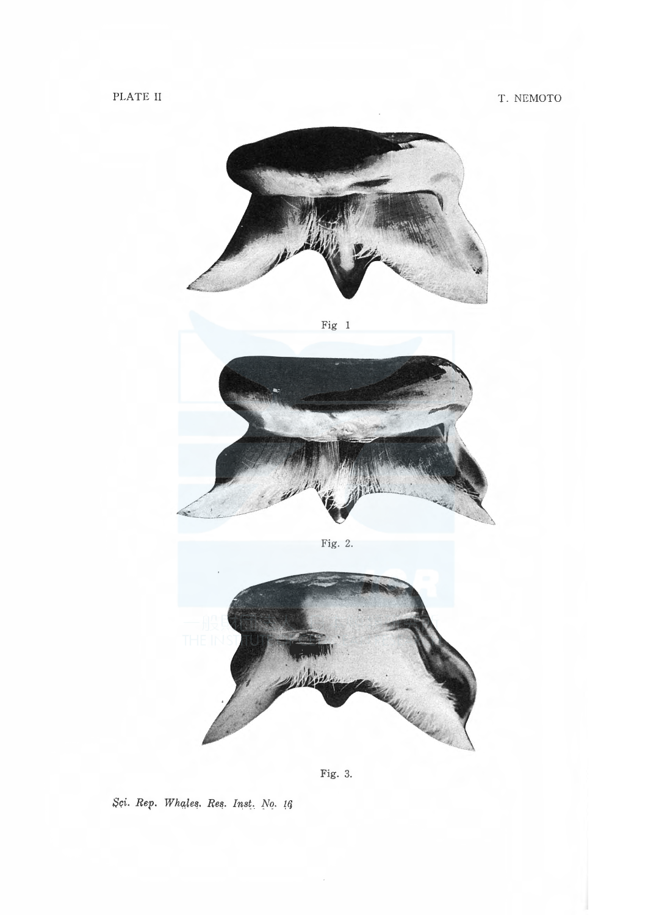PLATE II

Fig 1

Fig. 2.

Fig. 3.